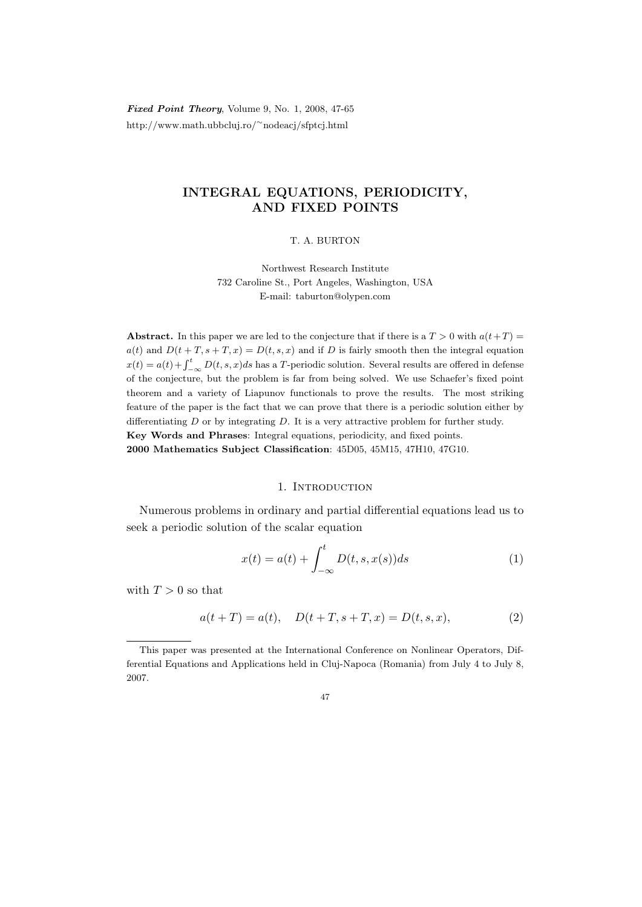# INTEGRAL EQUATIONS, PERIODICITY, AND FIXED POINTS

T. A. BURTON

Northwest Research Institute
732 Caroline St., Port Angeles, Washington, USA
E-mail: taburton@olypen.com

**Abstract.** In this paper we are led to the conjecture that if there is a $T > 0$ with $a(t+T) = a(t)$ and $D(t+T, s+T, x) = D(t, s, x)$ and if $D$ is fairly smooth then the integral equation $x(t) = a(t) + \int_{-\infty}^{t} D(t, s, x)ds$ has a $T$-periodic solution. Several results are offered in defense of the conjecture, but the problem is far from being solved. We use Schaefer's fixed point theorem and a variety of Liapunov functionals to prove the results. The most striking feature of the paper is the fact that we can prove that there is a periodic solution either by differentiating $D$ or by integrating $D$. It is a very attractive problem for further study.

**Key Words and Phrases**: Integral equations, periodicity, and fixed points.

**2000 Mathematics Subject Classification**: 45D05, 45M15, 47H10, 47G10.

## 1. Introduction

Numerous problems in ordinary and partial differential equations lead us to seek a periodic solution of the scalar equation

$$x(t) = a(t) + \int_{-\infty}^{t} D(t, s, x(s))ds \tag{1}$$

with $T > 0$ so that

$$a(t+T) = a(t), \quad D(t+T, s+T, x) = D(t, s, x), \tag{2}$$

---

This paper was presented at the International Conference on Nonlinear Operators, Differential Equations and Applications held in Cluj-Napoca (Romania) from July 4 to July 8, 2007.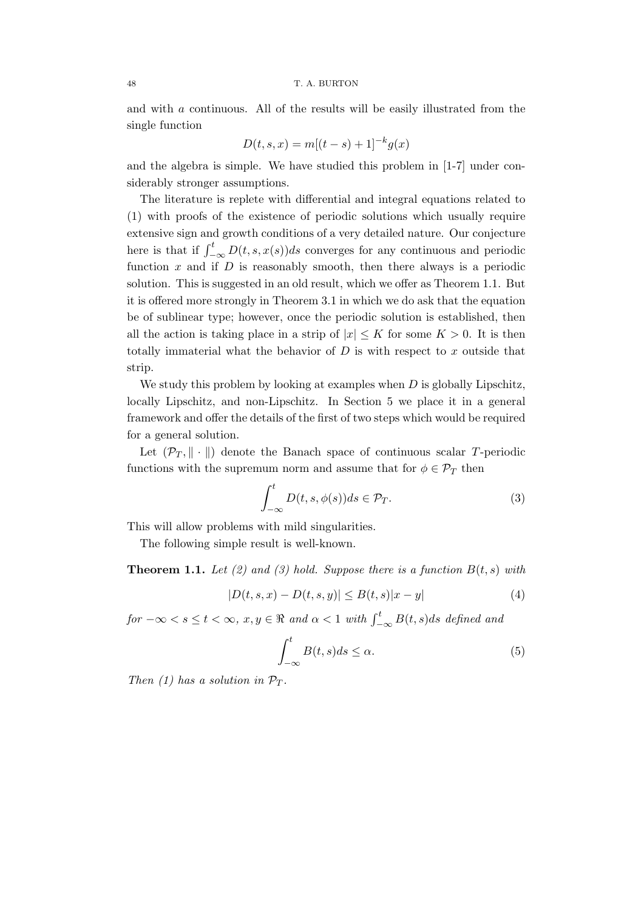and with $a$ continuous. All of the results will be easily illustrated from the single function

$$D(t, s, x) = m[(t - s) + 1]^{-k} g(x)$$

and the algebra is simple. We have studied this problem in [1-7] under considerably stronger assumptions.

The literature is replete with differential and integral equations related to (1) with proofs of the existence of periodic solutions which usually require extensive sign and growth conditions of a very detailed nature. Our conjecture here is that if $\int_{-\infty}^{t} D(t, s, x(s))ds$ converges for any continuous and periodic function $x$ and if $D$ is reasonably smooth, then there always is a periodic solution. This is suggested in an old result, which we offer as Theorem 1.1. But it is offered more strongly in Theorem 3.1 in which we do ask that the equation be of sublinear type; however, once the periodic solution is established, then all the action is taking place in a strip of $|x| \leq K$ for some $K > 0$. It is then totally immaterial what the behavior of $D$ is with respect to $x$ outside that strip.

We study this problem by looking at examples when $D$ is globally Lipschitz, locally Lipschitz, and non-Lipschitz. In Section 5 we place it in a general framework and offer the details of the first of two steps which would be required for a general solution.

Let $(\mathcal{P}_T, \|\cdot\|)$ denote the Banach space of continuous scalar $T$-periodic functions with the supremum norm and assume that for $\phi \in \mathcal{P}_T$ then

$$\int_{-\infty}^{t} D(t, s, \phi(s))ds \in \mathcal{P}_T. \tag{3}$$

This will allow problems with mild singularities.

The following simple result is well-known.

**Theorem 1.1.** *Let (2) and (3) hold. Suppose there is a function $B(t, s)$ with*

$$|D(t, s, x) - D(t, s, y)| \leq B(t, s)|x - y| \tag{4}$$

*for $-\infty < s \leq t < \infty$, $x, y \in \Re$ and $\alpha < 1$ with $\int_{-\infty}^{t} B(t, s)ds$ defined and*

$$\int_{-\infty}^{t} B(t, s)ds \leq \alpha. \tag{5}$$

*Then (1) has a solution in $\mathcal{P}_T$.*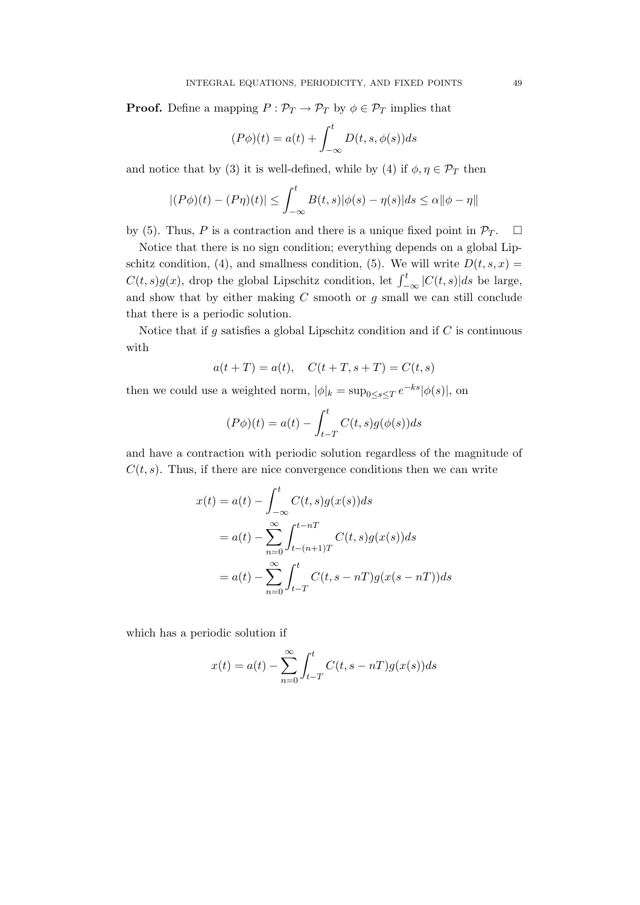**Proof.** Define a mapping $P : \mathcal{P}_T \to \mathcal{P}_T$ by $\phi \in \mathcal{P}_T$ implies that

$$(P\phi)(t) = a(t) + \int_{-\infty}^{t} D(t, s, \phi(s))ds$$

and notice that by (3) it is well-defined, while by (4) if $\phi, \eta \in \mathcal{P}_T$ then

$$|(P\phi)(t) - (P\eta)(t)| \leq \int_{-\infty}^{t} B(t,s)|\phi(s) - \eta(s)|ds \leq \alpha\|\phi - \eta\|$$

by (5). Thus, $P$ is a contraction and there is a unique fixed point in $\mathcal{P}_T$. $\square$

Notice that there is no sign condition; everything depends on a global Lipschitz condition, (4), and smallness condition, (5). We will write $D(t, s, x) = C(t, s)g(x)$, drop the global Lipschitz condition, let $\int_{-\infty}^{t} |C(t, s)|ds$ be large, and show that by either making $C$ smooth or $g$ small we can still conclude that there is a periodic solution.

Notice that if $g$ satisfies a global Lipschitz condition and if $C$ is continuous with

$$a(t + T) = a(t), \quad C(t + T, s + T) = C(t, s)$$

then we could use a weighted norm, $|\phi|_k = \sup_{0 \leq s \leq T} e^{-ks}|\phi(s)|$, on

$$(P\phi)(t) = a(t) - \int_{t-T}^{t} C(t, s)g(\phi(s))ds$$

and have a contraction with periodic solution regardless of the magnitude of $C(t, s)$. Thus, if there are nice convergence conditions then we can write

$$\begin{aligned}
x(t) &= a(t) - \int_{-\infty}^{t} C(t, s)g(x(s))ds \\
&= a(t) - \sum_{n=0}^{\infty} \int_{t-(n+1)T}^{t-nT} C(t, s)g(x(s))ds \\
&= a(t) - \sum_{n=0}^{\infty} \int_{t-T}^{t} C(t, s - nT)g(x(s - nT))ds
\end{aligned}$$

which has a periodic solution if

$$x(t) = a(t) - \sum_{n=0}^{\infty} \int_{t-T}^{t} C(t, s - nT)g(x(s))ds$$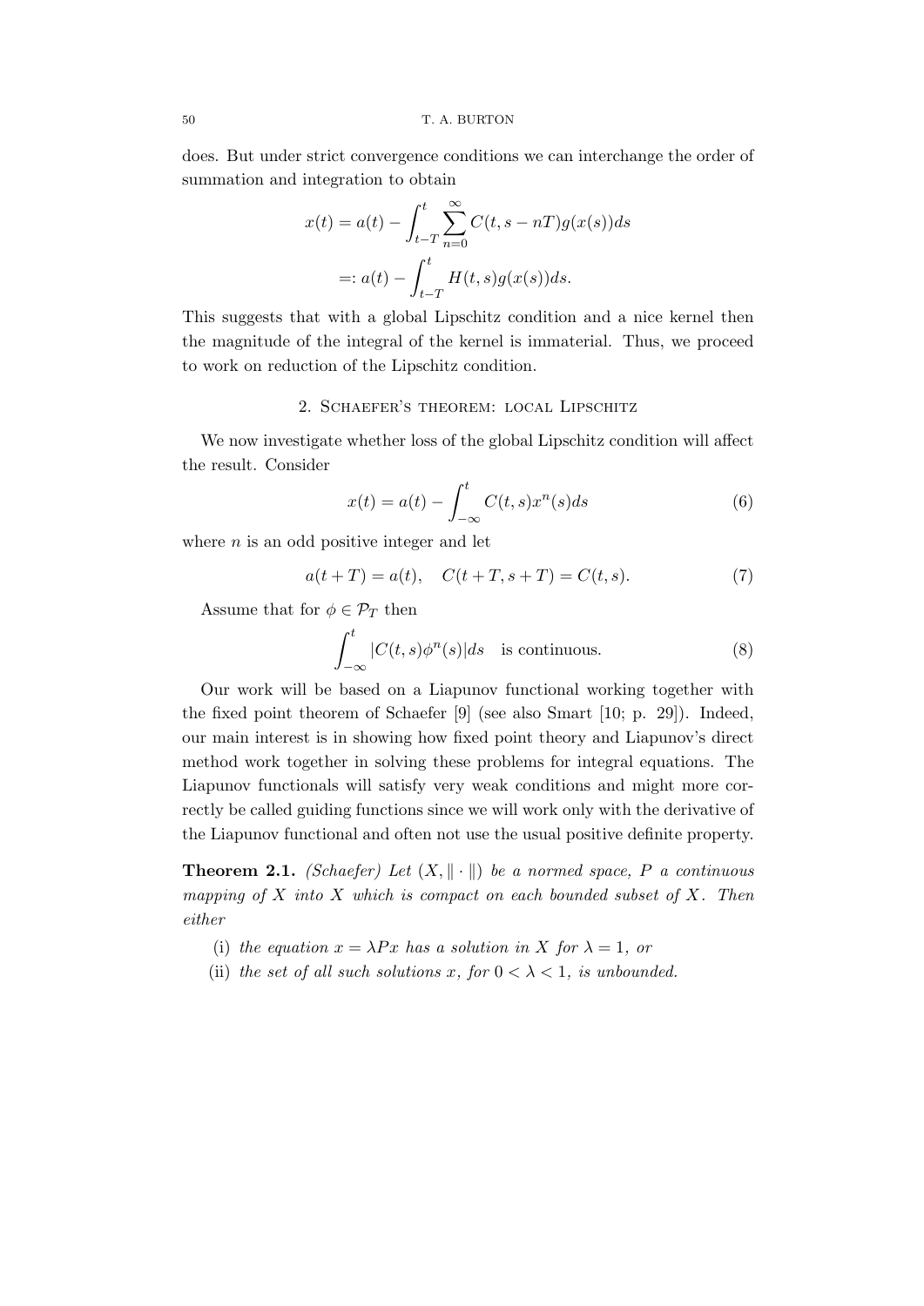does. But under strict convergence conditions we can interchange the order of summation and integration to obtain

$$
\begin{aligned}
x(t) &= a(t) - \int_{t-T}^{t} \sum_{n=0}^{\infty} C(t, s - nT) g(x(s)) ds \\
&=: a(t) - \int_{t-T}^{t} H(t,s) g(x(s)) ds.
\end{aligned}
$$

This suggests that with a global Lipschitz condition and a nice kernel then the magnitude of the integral of the kernel is immaterial. Thus, we proceed to work on reduction of the Lipschitz condition.

## 2. Schaefer's theorem: local Lipschitz

We now investigate whether loss of the global Lipschitz condition will affect the result. Consider

$$
x(t) = a(t) - \int_{-\infty}^{t} C(t,s) x^n(s) ds \tag{6}
$$

where $n$ is an odd positive integer and let

$$
a(t+T) = a(t), \quad C(t+T, s+T) = C(t,s). \tag{7}
$$

Assume that for $\phi \in \mathcal{P}_T$ then

$$
\int_{-\infty}^{t} |C(t,s)\phi^n(s)| ds \quad \text{is continuous.} \tag{8}
$$

Our work will be based on a Liapunov functional working together with the fixed point theorem of Schaefer [9] (see also Smart [10; p. 29]). Indeed, our main interest is in showing how fixed point theory and Liapunov's direct method work together in solving these problems for integral equations. The Liapunov functionals will satisfy very weak conditions and might more correctly be called guiding functions since we will work only with the derivative of the Liapunov functional and often not use the usual positive definite property.

**Theorem 2.1.** *(Schaefer) Let $(X, \|\cdot\|)$ be a normed space, $P$ a continuous mapping of $X$ into $X$ which is compact on each bounded subset of $X$. Then either*

(i) *the equation $x = \lambda P x$ has a solution in $X$ for $\lambda = 1$, or*

(ii) *the set of all such solutions $x$, for $0 < \lambda < 1$, is unbounded.*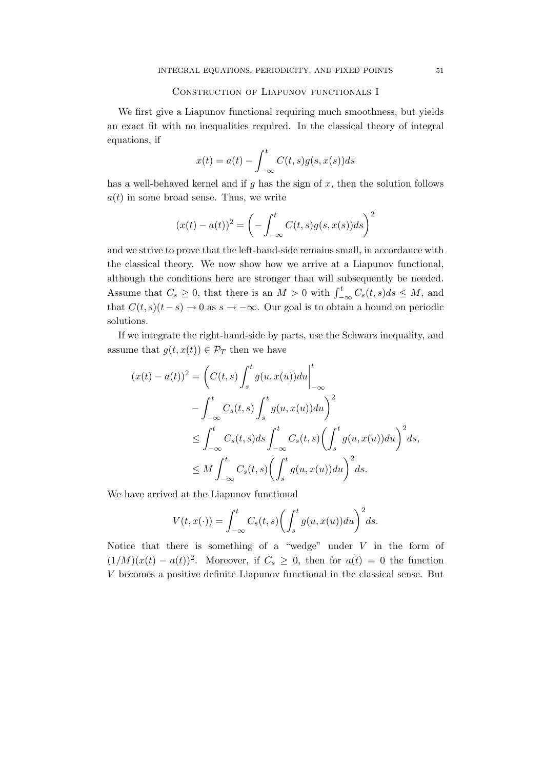## Construction of Liapunov functionals I

We first give a Liapunov functional requiring much smoothness, but yields an exact fit with no inequalities required. In the classical theory of integral equations, if

$$x(t) = a(t) - \int_{-\infty}^{t} C(t,s)g(s,x(s))ds$$

has a well-behaved kernel and if $g$ has the sign of $x$, then the solution follows $a(t)$ in some broad sense. Thus, we write

$$(x(t) - a(t))^2 = \left(-\int_{-\infty}^{t} C(t,s)g(s,x(s))ds\right)^2$$

and we strive to prove that the left-hand-side remains small, in accordance with the classical theory. We now show how we arrive at a Liapunov functional, although the conditions here are stronger than will subsequently be needed. Assume that $C_s \geq 0$, that there is an $M > 0$ with $\int_{-\infty}^{t} C_s(t,s)ds \leq M$, and that $C(t,s)(t-s) \to 0$ as $s \to -\infty$. Our goal is to obtain a bound on periodic solutions.

If we integrate the right-hand-side by parts, use the Schwarz inequality, and assume that $g(t, x(t)) \in \mathcal{P}_T$ then we have

$$\begin{aligned}
(x(t) - a(t))^2 &= \left(C(t,s)\int_{s}^{t} g(u,x(u))du\bigg|_{-\infty}^{t}\right. \\
&\quad \left. - \int_{-\infty}^{t} C_s(t,s)\int_{s}^{t} g(u,x(u))du\right)^2 \\
&\leq \int_{-\infty}^{t} C_s(t,s)ds \int_{-\infty}^{t} C_s(t,s)\bigg(\int_{s}^{t} g(u,x(u))du\bigg)^2 ds, \\
&\leq M\int_{-\infty}^{t} C_s(t,s)\bigg(\int_{s}^{t} g(u,x(u))du\bigg)^2 ds.
\end{aligned}$$

We have arrived at the Liapunov functional

$$V(t, x(\cdot)) = \int_{-\infty}^{t} C_s(t,s)\bigg(\int_{s}^{t} g(u,x(u))du\bigg)^2 ds.$$

Notice that there is something of a "wedge" under $V$ in the form of $(1/M)(x(t) - a(t))^2$. Moreover, if $C_s \geq 0$, then for $a(t) = 0$ the function $V$ becomes a positive definite Liapunov functional in the classical sense. But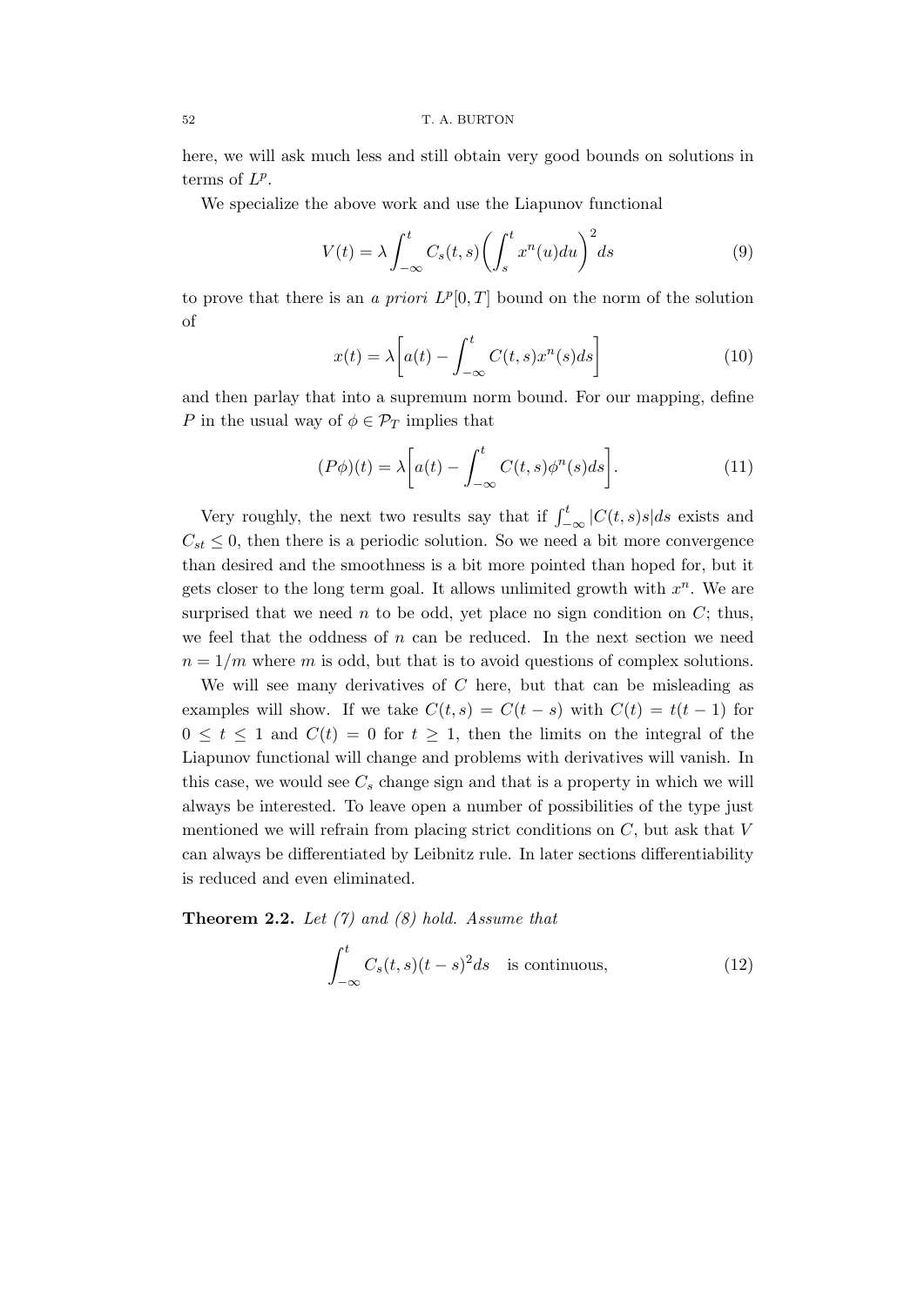here, we will ask much less and still obtain very good bounds on solutions in terms of $L^p$.

We specialize the above work and use the Liapunov functional

$$V(t) = \lambda \int_{-\infty}^{t} C_s(t,s)\left(\int_s^t x^n(u)du\right)^2 ds \tag{9}$$

to prove that there is an *a priori* $L^p[0,T]$ bound on the norm of the solution of

$$x(t) = \lambda\left[a(t) - \int_{-\infty}^{t} C(t,s)x^n(s)ds\right] \tag{10}$$

and then parlay that into a supremum norm bound. For our mapping, define $P$ in the usual way of $\phi \in \mathcal{P}_T$ implies that

$$(P\phi)(t) = \lambda\left[a(t) - \int_{-\infty}^{t} C(t,s)\phi^n(s)ds\right]. \tag{11}$$

Very roughly, the next two results say that if $\int_{-\infty}^{t} |C(t,s)s|ds$ exists and $C_{st} \leq 0$, then there is a periodic solution. So we need a bit more convergence than desired and the smoothness is a bit more pointed than hoped for, but it gets closer to the long term goal. It allows unlimited growth with $x^n$. We are surprised that we need $n$ to be odd, yet place no sign condition on $C$; thus, we feel that the oddness of $n$ can be reduced. In the next section we need $n = 1/m$ where $m$ is odd, but that is to avoid questions of complex solutions.

We will see many derivatives of $C$ here, but that can be misleading as examples will show. If we take $C(t,s) = C(t-s)$ with $C(t) = t(t-1)$ for $0 \leq t \leq 1$ and $C(t) = 0$ for $t \geq 1$, then the limits on the integral of the Liapunov functional will change and problems with derivatives will vanish. In this case, we would see $C_s$ change sign and that is a property in which we will always be interested. To leave open a number of possibilities of the type just mentioned we will refrain from placing strict conditions on $C$, but ask that $V$ can always be differentiated by Leibnitz rule. In later sections differentiability is reduced and even eliminated.

**Theorem 2.2.** *Let (7) and (8) hold. Assume that*

$$\int_{-\infty}^{t} C_s(t,s)(t-s)^2 ds \quad \text{is continuous,} \tag{12}$$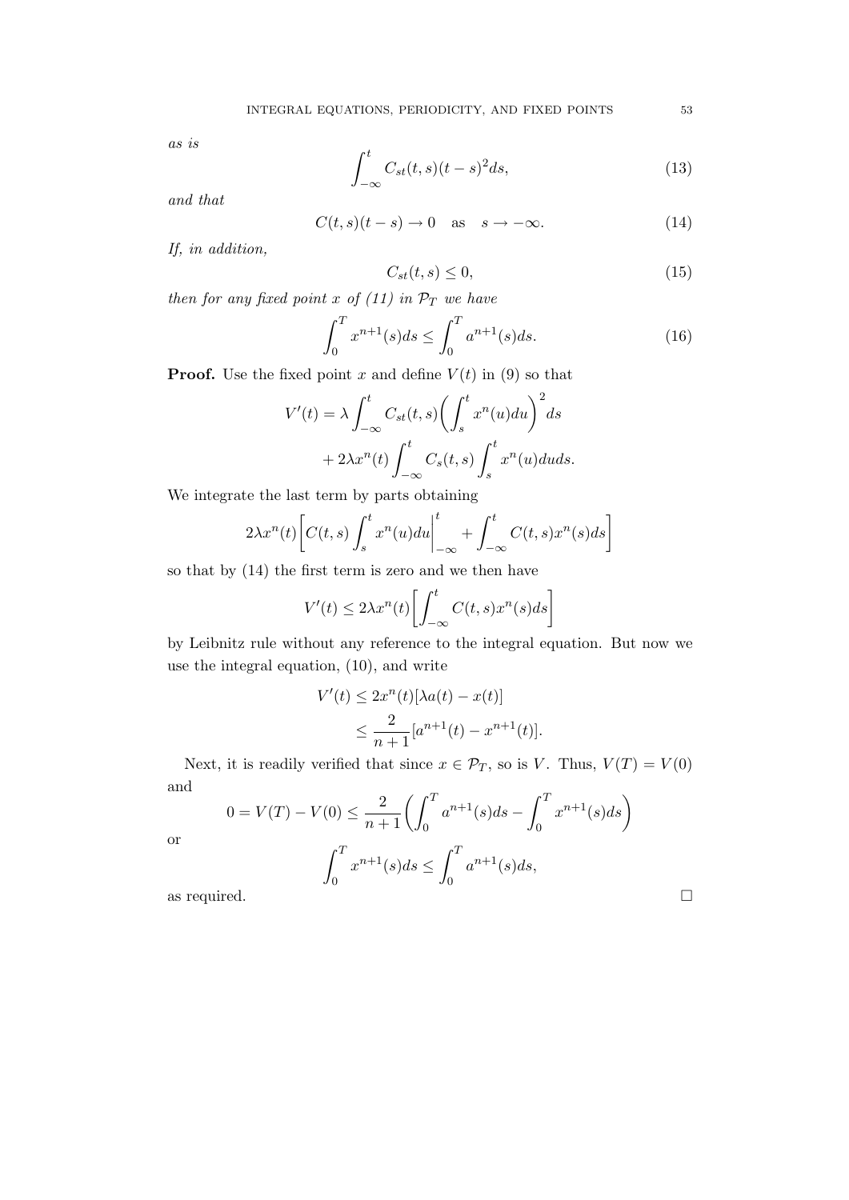*as is*

$$\int_{-\infty}^{t} C_{st}(t,s)(t-s)^2 ds, \tag{13}$$

*and that*

$$C(t,s)(t-s) \to 0 \quad \text{as} \quad s \to -\infty. \tag{14}$$

*If, in addition,*

$$C_{st}(t,s) \leq 0, \tag{15}$$

*then for any fixed point $x$ of (11) in $\mathcal{P}_T$ we have*

$$\int_0^T x^{n+1}(s)ds \leq \int_0^T a^{n+1}(s)ds. \tag{16}$$

**Proof.** Use the fixed point $x$ and define $V(t)$ in (9) so that

$$V'(t) = \lambda \int_{-\infty}^{t} C_{st}(t,s)\left(\int_s^t x^n(u)du\right)^2 ds$$
$$+ 2\lambda x^n(t) \int_{-\infty}^{t} C_s(t,s) \int_s^t x^n(u)duds.$$

We integrate the last term by parts obtaining

$$2\lambda x^n(t)\left[C(t,s)\int_s^t x^n(u)du\Big|_{-\infty}^{t} + \int_{-\infty}^{t} C(t,s)x^n(s)ds\right]$$

so that by (14) the first term is zero and we then have

$$V'(t) \leq 2\lambda x^n(t)\left[\int_{-\infty}^{t} C(t,s)x^n(s)ds\right]$$

by Leibnitz rule without any reference to the integral equation. But now we use the integral equation, (10), and write

$$V'(t) \leq 2x^n(t)[\lambda a(t) - x(t)]$$
$$\leq \frac{2}{n+1}[a^{n+1}(t) - x^{n+1}(t)].$$

Next, it is readily verified that since $x \in \mathcal{P}_T$, so is $V$. Thus, $V(T) = V(0)$ and

$$0 = V(T) - V(0) \leq \frac{2}{n+1}\left(\int_0^T a^{n+1}(s)ds - \int_0^T x^{n+1}(s)ds\right)$$

or

$$\int_0^T x^{n+1}(s)ds \leq \int_0^T a^{n+1}(s)ds,$$

as required. □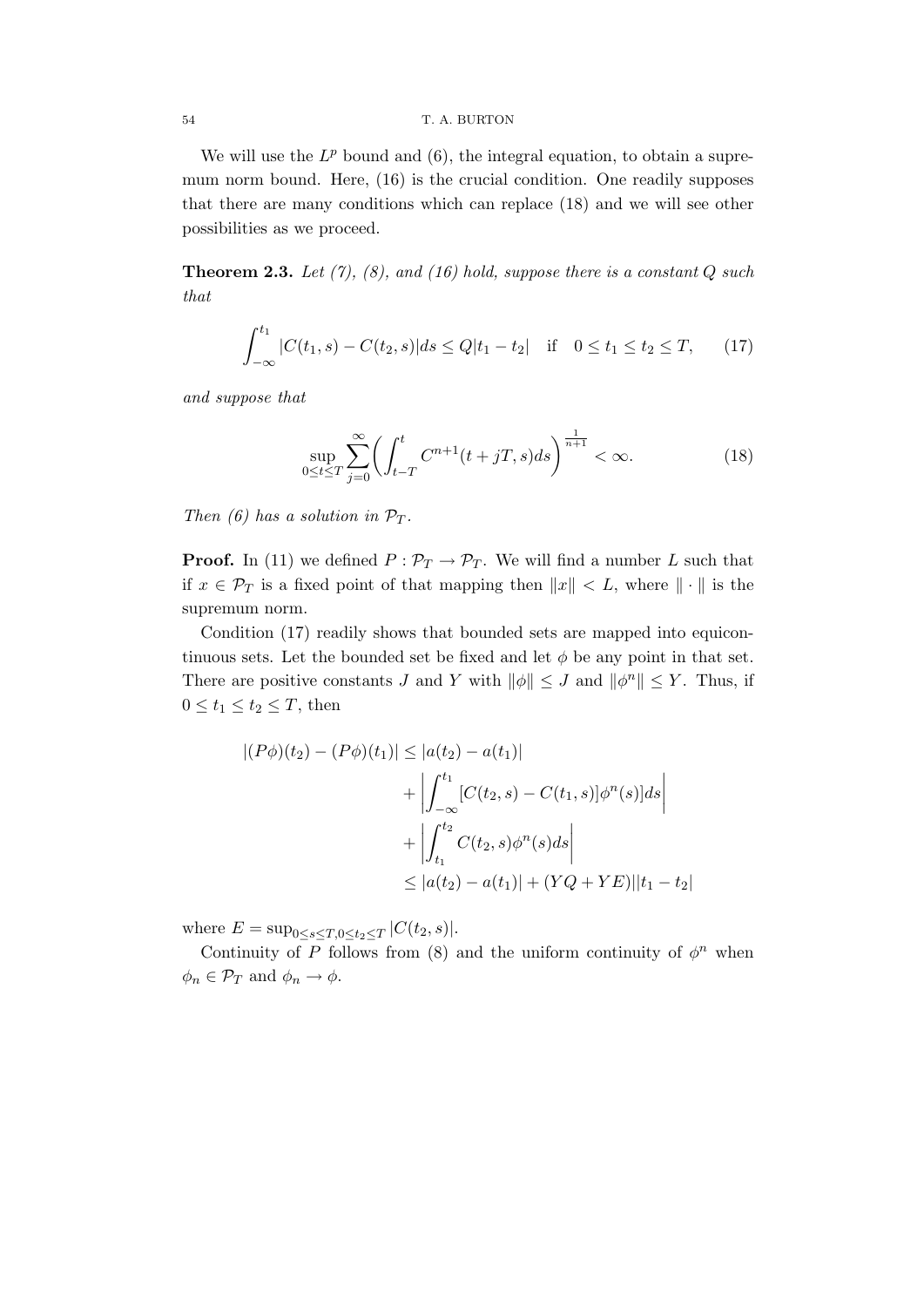We will use the $L^p$ bound and (6), the integral equation, to obtain a supremum norm bound. Here, (16) is the crucial condition. One readily supposes that there are many conditions which can replace (18) and we will see other possibilities as we proceed.

**Theorem 2.3.** *Let (7), (8), and (16) hold, suppose there is a constant $Q$ such that*

$$\int_{-\infty}^{t_1} |C(t_1, s) - C(t_2, s)| ds \leq Q|t_1 - t_2| \quad \text{if} \quad 0 \leq t_1 \leq t_2 \leq T, \tag{17}$$

*and suppose that*

$$\sup_{0 \leq t \leq T} \sum_{j=0}^{\infty} \left( \int_{t-T}^{t} C^{n+1}(t + jT, s) ds \right)^{\frac{1}{n+1}} < \infty. \tag{18}$$

*Then (6) has a solution in $\mathcal{P}_T$.*

**Proof.** In (11) we defined $P : \mathcal{P}_T \to \mathcal{P}_T$. We will find a number $L$ such that if $x \in \mathcal{P}_T$ is a fixed point of that mapping then $\|x\| < L$, where $\|\cdot\|$ is the supremum norm.

Condition (17) readily shows that bounded sets are mapped into equicontinuous sets. Let the bounded set be fixed and let $\phi$ be any point in that set. There are positive constants $J$ and $Y$ with $\|\phi\| \leq J$ and $\|\phi^n\| \leq Y$. Thus, if $0 \leq t_1 \leq t_2 \leq T$, then

$$\begin{aligned}
|(P\phi)(t_2) - (P\phi)(t_1)| &\leq |a(t_2) - a(t_1)| \\
&\quad + \left| \int_{-\infty}^{t_1} [C(t_2, s) - C(t_1, s)]\phi^n(s)] ds \right| \\
&\quad + \left| \int_{t_1}^{t_2} C(t_2, s)\phi^n(s) ds \right| \\
&\leq |a(t_2) - a(t_1)| + (YQ + YE)||t_1 - t_2|
\end{aligned}$$

where $E = \sup_{0 \leq s \leq T, 0 \leq t_2 \leq T} |C(t_2, s)|$.

Continuity of $P$ follows from (8) and the uniform continuity of $\phi^n$ when $\phi_n \in \mathcal{P}_T$ and $\phi_n \to \phi$.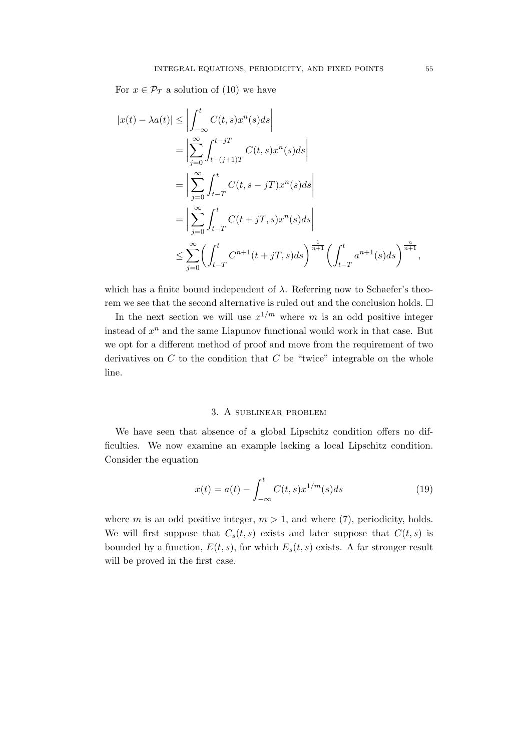For $x \in \mathcal{P}_T$ a solution of (10) we have

$$
\begin{aligned}
|x(t) - \lambda a(t)| &\leq \left| \int_{-\infty}^{t} C(t,s) x^n(s) ds \right| \\
&= \left| \sum_{j=0}^{\infty} \int_{t-(j+1)T}^{t-jT} C(t,s) x^n(s) ds \right| \\
&= \left| \sum_{j=0}^{\infty} \int_{t-T}^{t} C(t, s-jT) x^n(s) ds \right| \\
&= \left| \sum_{j=0}^{\infty} \int_{t-T}^{t} C(t+jT, s) x^n(s) ds \right| \\
&\leq \sum_{j=0}^{\infty} \left( \int_{t-T}^{t} C^{n+1}(t+jT, s) ds \right)^{\frac{1}{n+1}} \left( \int_{t-T}^{t} a^{n+1}(s) ds \right)^{\frac{n}{n+1}},
\end{aligned}
$$

which has a finite bound independent of $\lambda$. Referring now to Schaefer's theorem we see that the second alternative is ruled out and the conclusion holds. $\square$

In the next section we will use $x^{1/m}$ where $m$ is an odd positive integer instead of $x^n$ and the same Liapunov functional would work in that case. But we opt for a different method of proof and move from the requirement of two derivatives on $C$ to the condition that $C$ be "twice" integrable on the whole line.

## 3. A sublinear problem

We have seen that absence of a global Lipschitz condition offers no difficulties. We now examine an example lacking a local Lipschitz condition. Consider the equation

$$
x(t) = a(t) - \int_{-\infty}^{t} C(t,s) x^{1/m}(s) ds \tag{19}
$$

where $m$ is an odd positive integer, $m > 1$, and where (7), periodicity, holds. We will first suppose that $C_s(t,s)$ exists and later suppose that $C(t,s)$ is bounded by a function, $E(t,s)$, for which $E_s(t,s)$ exists. A far stronger result will be proved in the first case.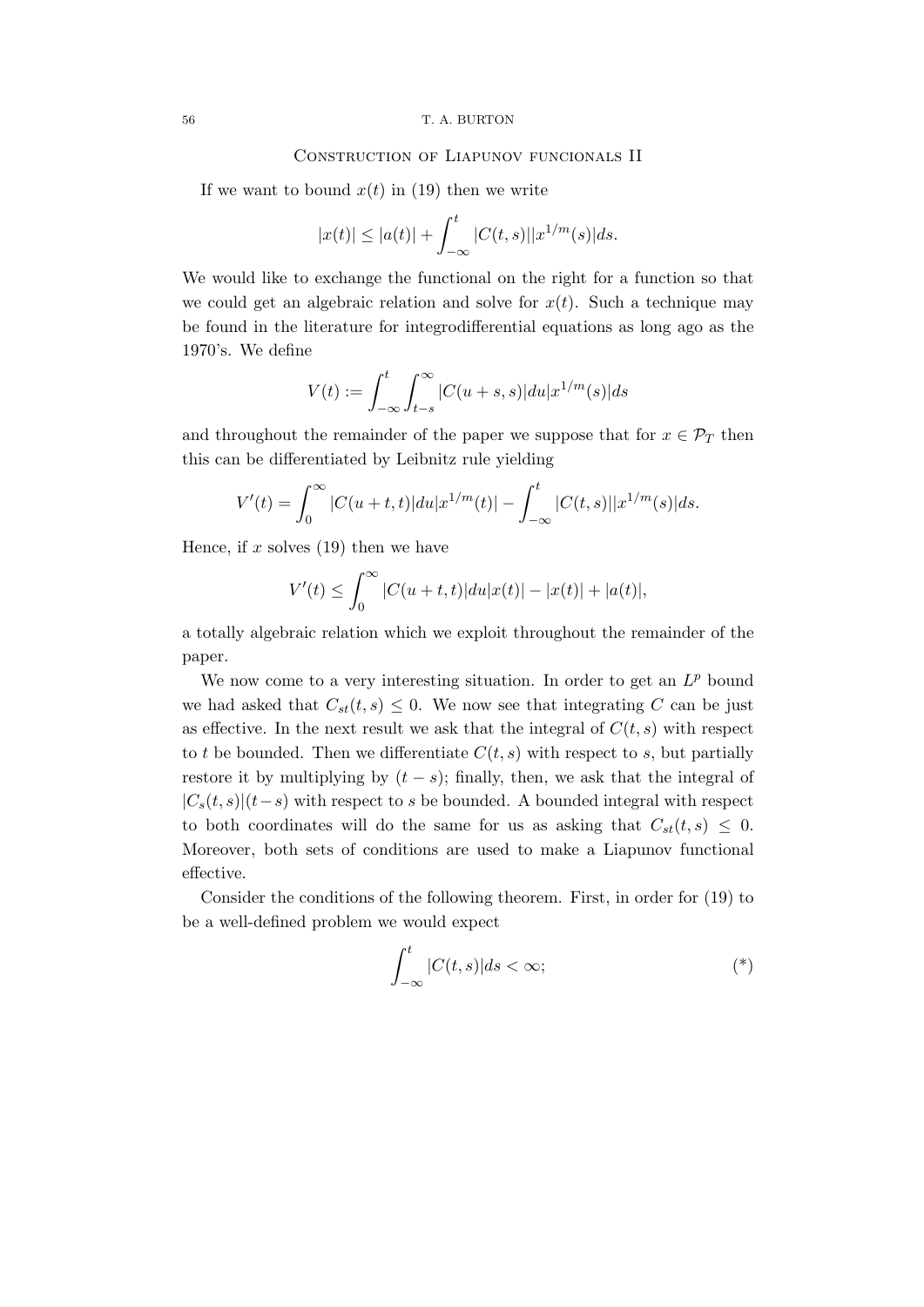## Construction of Liapunov funcionals II

If we want to bound $x(t)$ in (19) then we write

$$|x(t)| \leq |a(t)| + \int_{-\infty}^{t} |C(t,s)||x^{1/m}(s)|ds.$$

We would like to exchange the functional on the right for a function so that we could get an algebraic relation and solve for $x(t)$. Such a technique may be found in the literature for integrodifferential equations as long ago as the 1970's. We define

$$V(t) := \int_{-\infty}^{t} \int_{t-s}^{\infty} |C(u+s,s)|du|x^{1/m}(s)|ds$$

and throughout the remainder of the paper we suppose that for $x \in \mathcal{P}_T$ then this can be differentiated by Leibnitz rule yielding

$$V'(t) = \int_{0}^{\infty} |C(u+t,t)|du|x^{1/m}(t)| - \int_{-\infty}^{t} |C(t,s)||x^{1/m}(s)|ds.$$

Hence, if $x$ solves (19) then we have

$$V'(t) \leq \int_{0}^{\infty} |C(u+t,t)|du|x(t)| - |x(t)| + |a(t)|,$$

a totally algebraic relation which we exploit throughout the remainder of the paper.

We now come to a very interesting situation. In order to get an $L^p$ bound we had asked that $C_{st}(t,s) \leq 0$. We now see that integrating $C$ can be just as effective. In the next result we ask that the integral of $C(t,s)$ with respect to $t$ be bounded. Then we differentiate $C(t,s)$ with respect to $s$, but partially restore it by multiplying by $(t-s)$; finally, then, we ask that the integral of $|C_s(t,s)|(t-s)$ with respect to $s$ be bounded. A bounded integral with respect to both coordinates will do the same for us as asking that $C_{st}(t,s) \leq 0$. Moreover, both sets of conditions are used to make a Liapunov functional effective.

Consider the conditions of the following theorem. First, in order for (19) to be a well-defined problem we would expect

$$\int_{-\infty}^{t} |C(t,s)|ds < \infty; \tag{*}$$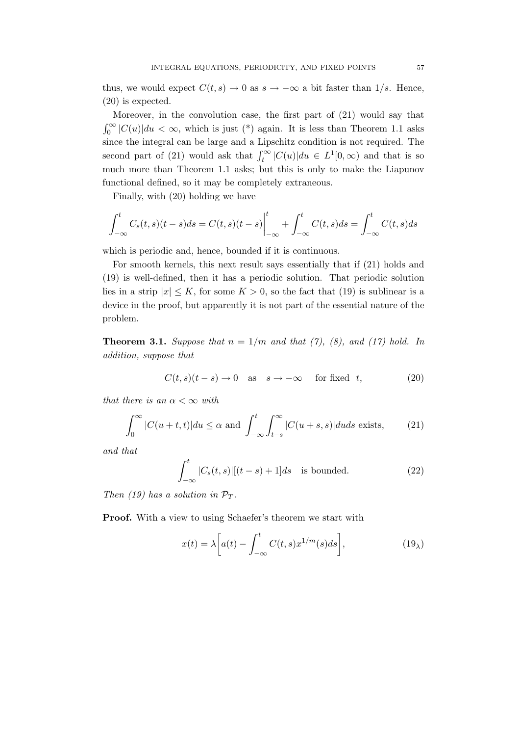thus, we would expect $C(t,s) \to 0$ as $s \to -\infty$ a bit faster than $1/s$. Hence, (20) is expected.

Moreover, in the convolution case, the first part of (21) would say that $\int_0^\infty |C(u)|du < \infty$, which is just (*) again. It is less than Theorem 1.1 asks since the integral can be large and a Lipschitz condition is not required. The second part of (21) would ask that $\int_t^\infty |C(u)|du \in L^1[0,\infty)$ and that is so much more than Theorem 1.1 asks; but this is only to make the Liapunov functional defined, so it may be completely extraneous.

Finally, with (20) holding we have

$$\int_{-\infty}^t C_s(t,s)(t-s)ds = C(t,s)(t-s)\Big|_{-\infty}^t + \int_{-\infty}^t C(t,s)ds = \int_{-\infty}^t C(t,s)ds$$

which is periodic and, hence, bounded if it is continuous.

For smooth kernels, this next result says essentially that if (21) holds and (19) is well-defined, then it has a periodic solution. That periodic solution lies in a strip $|x| \le K$, for some $K > 0$, so the fact that (19) is sublinear is a device in the proof, but apparently it is not part of the essential nature of the problem.

**Theorem 3.1.** *Suppose that $n = 1/m$ and that (7), (8), and (17) hold. In addition, suppose that*

$$C(t,s)(t-s) \to 0 \quad \text{as} \quad s \to -\infty \quad \text{for fixed } \ t, \tag{20}$$

*that there is an $\alpha < \infty$ with*

$$\int_0^\infty |C(u+t,t)|du \le \alpha \text{ and } \int_{-\infty}^t \int_{t-s}^\infty |C(u+s,s)|duds \text{ exists}, \tag{21}$$

*and that*

$$\int_{-\infty}^t |C_s(t,s)|[(t-s)+1]ds \quad \text{is bounded.} \tag{22}$$

*Then (19) has a solution in $\mathcal{P}_T$.*

**Proof.** With a view to using Schaefer's theorem we start with

$$x(t) = \lambda\left[a(t) - \int_{-\infty}^t C(t,s)x^{1/m}(s)ds\right], \tag{$19_\lambda$}$$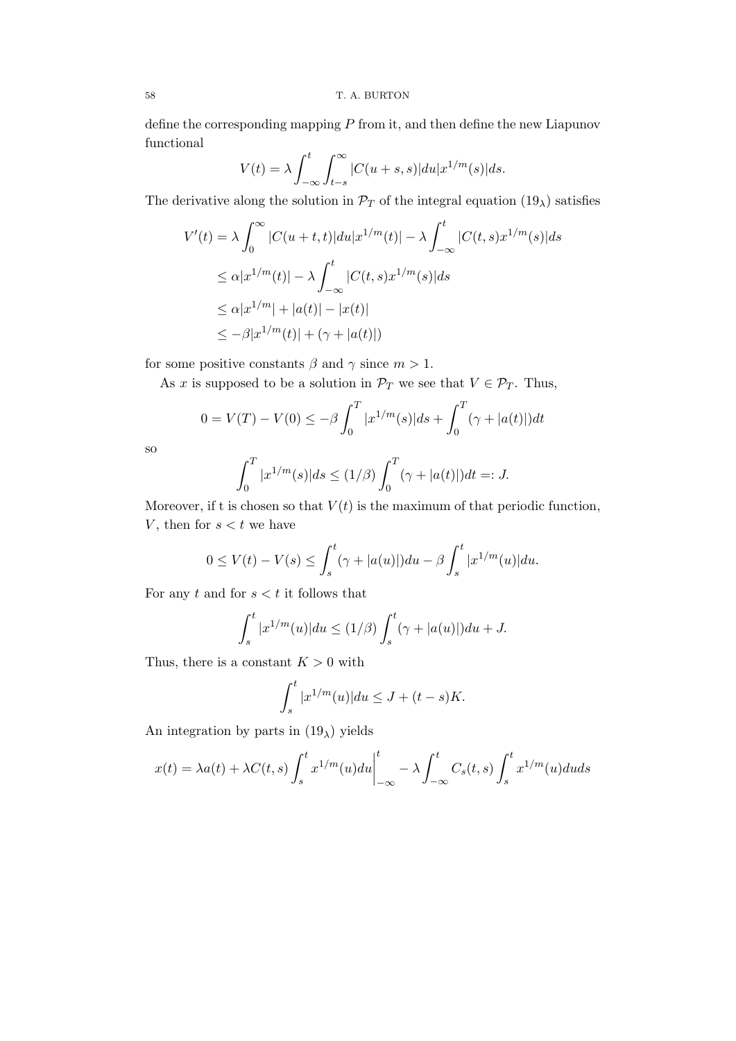define the corresponding mapping $P$ from it, and then define the new Liapunov functional

$$V(t) = \lambda \int_{-\infty}^{t} \int_{t-s}^{\infty} |C(u+s,s)|du|x^{1/m}(s)|ds.$$

The derivative along the solution in $\mathcal{P}_T$ of the integral equation $(19_\lambda)$ satisfies

$$\begin{aligned}
V'(t) &= \lambda \int_{0}^{\infty} |C(u+t,t)|du|x^{1/m}(t)| - \lambda \int_{-\infty}^{t} |C(t,s)x^{1/m}(s)|ds \\
&\leq \alpha |x^{1/m}(t)| - \lambda \int_{-\infty}^{t} |C(t,s)x^{1/m}(s)|ds \\
&\leq \alpha |x^{1/m}| + |a(t)| - |x(t)| \\
&\leq -\beta |x^{1/m}(t)| + (\gamma + |a(t)|)
\end{aligned}$$

for some positive constants $\beta$ and $\gamma$ since $m > 1$.

As $x$ is supposed to be a solution in $\mathcal{P}_T$ we see that $V \in \mathcal{P}_T$. Thus,

$$0 = V(T) - V(0) \leq -\beta \int_{0}^{T} |x^{1/m}(s)|ds + \int_{0}^{T} (\gamma + |a(t)|)dt$$

so

$$\int_{0}^{T} |x^{1/m}(s)|ds \leq (1/\beta) \int_{0}^{T} (\gamma + |a(t)|)dt =: J.$$

Moreover, if t is chosen so that $V(t)$ is the maximum of that periodic function, $V$, then for $s < t$ we have

$$0 \leq V(t) - V(s) \leq \int_{s}^{t} (\gamma + |a(u)|)du - \beta \int_{s}^{t} |x^{1/m}(u)|du.$$

For any $t$ and for $s < t$ it follows that

$$\int_{s}^{t} |x^{1/m}(u)|du \leq (1/\beta) \int_{s}^{t} (\gamma + |a(u)|)du + J.$$

Thus, there is a constant $K > 0$ with

$$\int_{s}^{t} |x^{1/m}(u)|du \leq J + (t-s)K.$$

An integration by parts in $(19_\lambda)$ yields

$$x(t) = \lambda a(t) + \lambda C(t,s) \int_{s}^{t} x^{1/m}(u)du \Big|_{-\infty}^{t} - \lambda \int_{-\infty}^{t} C_s(t,s) \int_{s}^{t} x^{1/m}(u)duds$$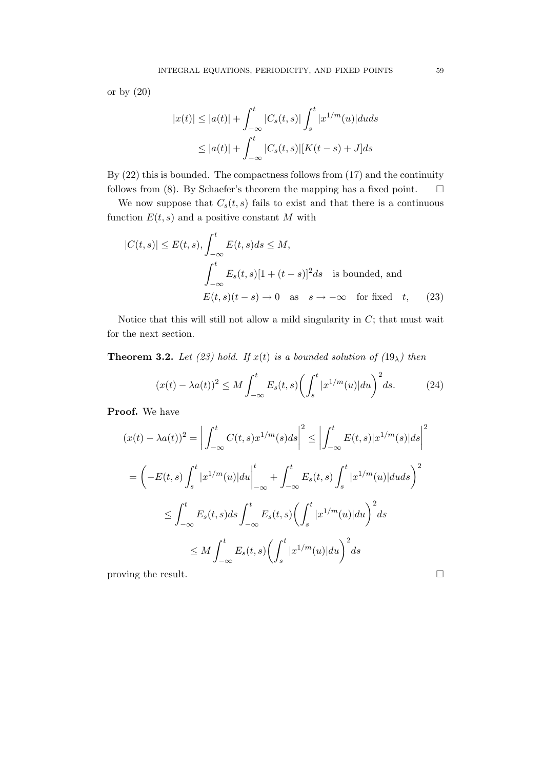or by (20)

$$
\begin{aligned}
|x(t)| &\le |a(t)| + \int_{-\infty}^{t} |C_s(t,s)| \int_s^t |x^{1/m}(u)| du ds \\
&\le |a(t)| + \int_{-\infty}^{t} |C_s(t,s)| [K(t-s) + J] ds
\end{aligned}
$$

By (22) this is bounded. The compactness follows from (17) and the continuity follows from (8). By Schaefer's theorem the mapping has a fixed point. □

We now suppose that $C_s(t,s)$ fails to exist and that there is a continuous function $E(t,s)$ and a positive constant $M$ with

$$
\begin{aligned}
|C(t,s)| \le E(t,s), &\int_{-\infty}^{t} E(t,s) ds \le M, \\
&\int_{-\infty}^{t} E_s(t,s)[1+(t-s)]^2 ds \quad \text{is bounded, and} \\
&E(t,s)(t-s) \to 0 \quad \text{as} \quad s \to -\infty \quad \text{for fixed} \quad t, \qquad (23)
\end{aligned}
$$

Notice that this will still not allow a mild singularity in $C$; that must wait for the next section.

**Theorem 3.2.** *Let (23) hold. If $x(t)$ is a bounded solution of ($19_\lambda$) then*

$$
(x(t) - \lambda a(t))^2 \le M \int_{-\infty}^{t} E_s(t,s) \left( \int_s^t |x^{1/m}(u)| du \right)^2 ds. \qquad (24)
$$

**Proof.** We have

$$
\begin{aligned}
(x(t) - \lambda a(t))^2 &= \left| \int_{-\infty}^{t} C(t,s) x^{1/m}(s) ds \right|^2 \le \left| \int_{-\infty}^{t} E(t,s) |x^{1/m}(s)| ds \right|^2 \\
&= \left( -E(t,s) \int_s^t |x^{1/m}(u)| du \Big|_{-\infty}^{t} + \int_{-\infty}^{t} E_s(t,s) \int_s^t |x^{1/m}(u)| du ds \right)^2 \\
&\le \int_{-\infty}^{t} E_s(t,s) ds \int_{-\infty}^{t} E_s(t,s) \left( \int_s^t |x^{1/m}(u)| du \right)^2 ds \\
&\le M \int_{-\infty}^{t} E_s(t,s) \left( \int_s^t |x^{1/m}(u)| du \right)^2 ds
\end{aligned}
$$

proving the result. □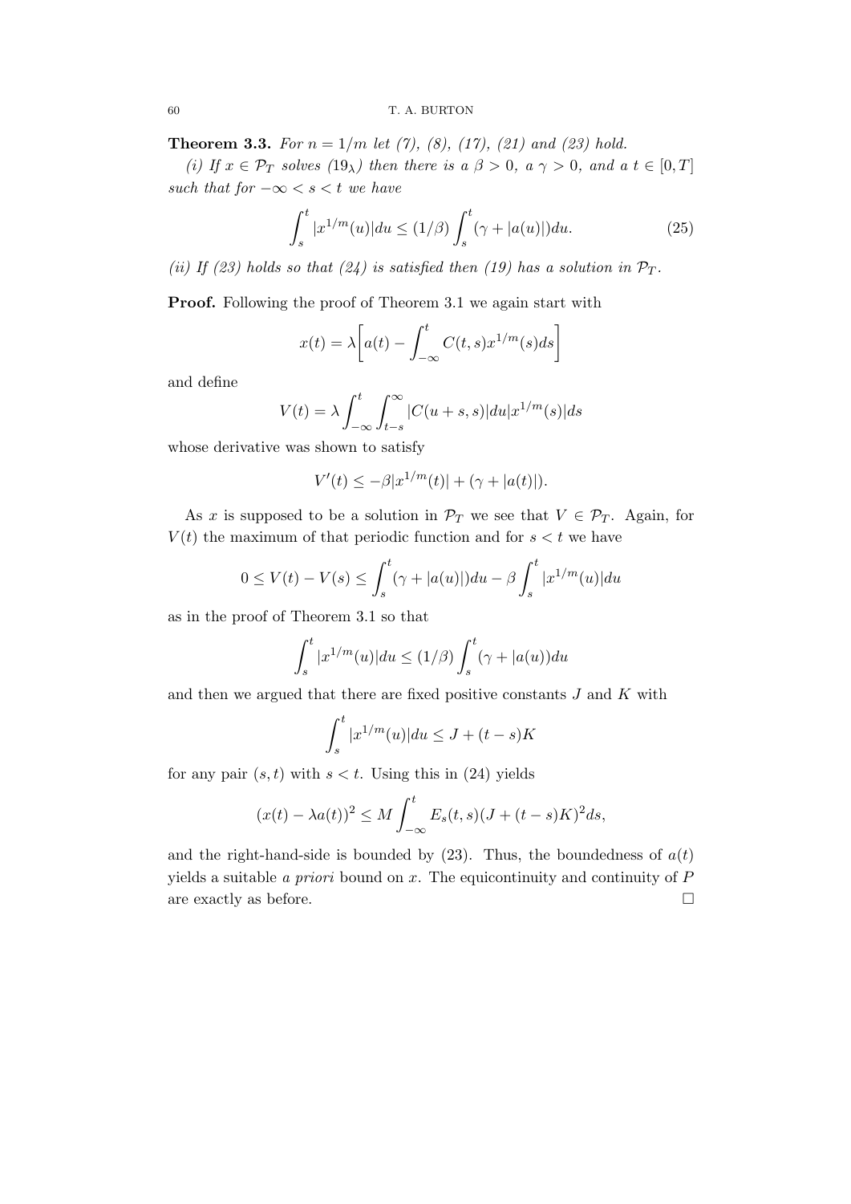**Theorem 3.3.** *For $n = 1/m$ let (7), (8), (17), (21) and (23) hold.*

*(i) If $x \in \mathcal{P}_T$ solves ($19_\lambda$) then there is a $\beta > 0$, a $\gamma > 0$, and a $t \in [0, T]$ such that for $-\infty < s < t$ we have*

$$\int_s^t |x^{1/m}(u)| du \leq (1/\beta) \int_s^t (\gamma + |a(u)|) du. \tag{25}$$

*(ii) If (23) holds so that (24) is satisfied then (19) has a solution in $\mathcal{P}_T$.*

**Proof.** Following the proof of Theorem 3.1 we again start with

$$x(t) = \lambda \left[ a(t) - \int_{-\infty}^t C(t,s) x^{1/m}(s) ds \right]$$

and define

$$V(t) = \lambda \int_{-\infty}^t \int_{t-s}^\infty |C(u+s,s)| du |x^{1/m}(s)| ds$$

whose derivative was shown to satisfy

$$V'(t) \leq -\beta |x^{1/m}(t)| + (\gamma + |a(t)|).$$

As $x$ is supposed to be a solution in $\mathcal{P}_T$ we see that $V \in \mathcal{P}_T$. Again, for $V(t)$ the maximum of that periodic function and for $s < t$ we have

$$0 \leq V(t) - V(s) \leq \int_s^t (\gamma + |a(u)|) du - \beta \int_s^t |x^{1/m}(u)| du$$

as in the proof of Theorem 3.1 so that

$$\int_s^t |x^{1/m}(u)| du \leq (1/\beta) \int_s^t (\gamma + |a(u)) du$$

and then we argued that there are fixed positive constants $J$ and $K$ with

$$\int_s^t |x^{1/m}(u)| du \leq J + (t-s)K$$

for any pair $(s,t)$ with $s < t$. Using this in (24) yields

$$(x(t) - \lambda a(t))^2 \leq M \int_{-\infty}^t E_s(t,s)(J + (t-s)K)^2 ds,$$

and the right-hand-side is bounded by (23). Thus, the boundedness of $a(t)$ yields a suitable *a priori* bound on $x$. The equicontinuity and continuity of $P$ are exactly as before. □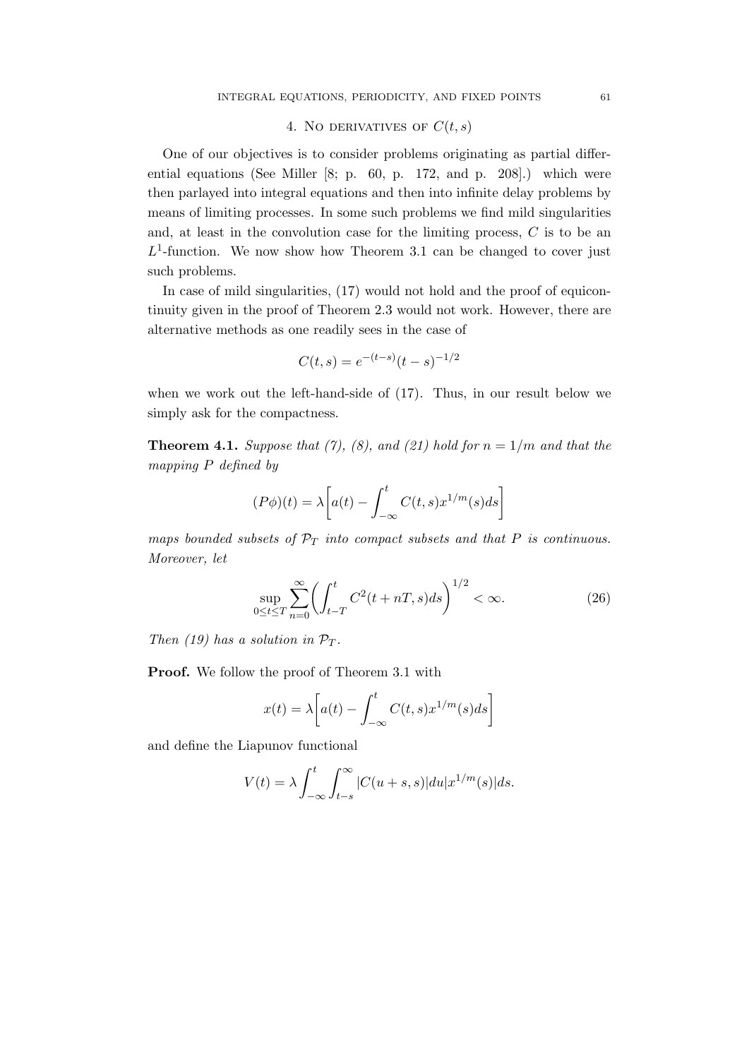## 4. No derivatives of $C(t, s)$

One of our objectives is to consider problems originating as partial differential equations (See Miller [8; p. 60, p. 172, and p. 208].) which were then parlayed into integral equations and then into infinite delay problems by means of limiting processes. In some such problems we find mild singularities and, at least in the convolution case for the limiting process, $C$ is to be an $L^1$-function. We now show how Theorem 3.1 can be changed to cover just such problems.

In case of mild singularities, (17) would not hold and the proof of equicontinuity given in the proof of Theorem 2.3 would not work. However, there are alternative methods as one readily sees in the case of

$$C(t, s) = e^{-(t-s)}(t-s)^{-1/2}$$

when we work out the left-hand-side of (17). Thus, in our result below we simply ask for the compactness.

**Theorem 4.1.** *Suppose that (7), (8), and (21) hold for $n = 1/m$ and that the mapping $P$ defined by*

$$(P\phi)(t) = \lambda\bigg[a(t) - \int_{-\infty}^{t} C(t, s)x^{1/m}(s)ds\bigg]$$

*maps bounded subsets of $\mathcal{P}_T$ into compact subsets and that $P$ is continuous. Moreover, let*

$$\sup_{0 \leq t \leq T} \sum_{n=0}^{\infty} \bigg(\int_{t-T}^{t} C^2(t + nT, s)ds\bigg)^{1/2} < \infty. \tag{26}$$

*Then (19) has a solution in $\mathcal{P}_T$.*

**Proof.** We follow the proof of Theorem 3.1 with

$$x(t) = \lambda\bigg[a(t) - \int_{-\infty}^{t} C(t, s)x^{1/m}(s)ds\bigg]$$

and define the Liapunov functional

$$V(t) = \lambda \int_{-\infty}^{t} \int_{t-s}^{\infty} |C(u + s, s)|du|x^{1/m}(s)|ds.$$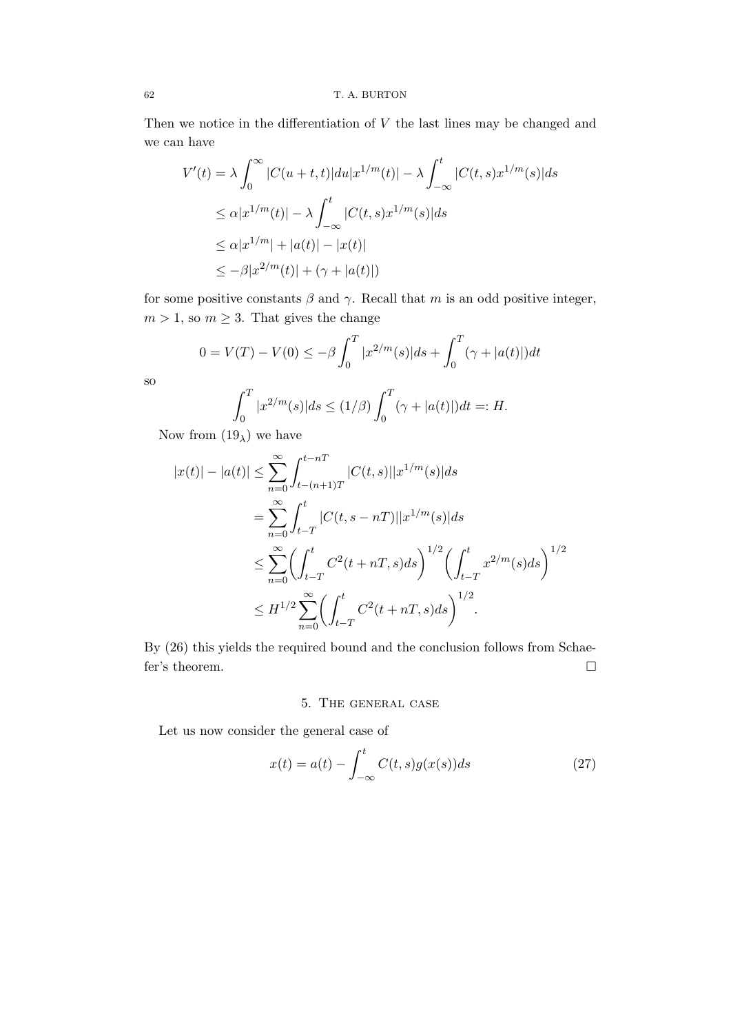Then we notice in the differentiation of $V$ the last lines may be changed and we can have

$$
\begin{aligned}
V'(t) &= \lambda \int_0^\infty |C(u+t,t)|du|x^{1/m}(t)| - \lambda \int_{-\infty}^t |C(t,s)x^{1/m}(s)|ds \\
&\leq \alpha |x^{1/m}(t)| - \lambda \int_{-\infty}^t |C(t,s)x^{1/m}(s)|ds \\
&\leq \alpha |x^{1/m}| + |a(t)| - |x(t)| \\
&\leq -\beta |x^{2/m}(t)| + (\gamma + |a(t)|)
\end{aligned}
$$

for some positive constants $\beta$ and $\gamma$. Recall that $m$ is an odd positive integer, $m > 1$, so $m \geq 3$. That gives the change

$$
0 = V(T) - V(0) \leq -\beta \int_0^T |x^{2/m}(s)|ds + \int_0^T (\gamma + |a(t)|)dt
$$

so

$$
\int_0^T |x^{2/m}(s)|ds \leq (1/\beta) \int_0^T (\gamma + |a(t)|)dt =: H.
$$

Now from $(19_\lambda)$ we have

$$
\begin{aligned}
|x(t)| - |a(t)| &\leq \sum_{n=0}^\infty \int_{t-(n+1)T}^{t-nT} |C(t,s)||x^{1/m}(s)|ds \\
&= \sum_{n=0}^\infty \int_{t-T}^{t} |C(t,s-nT)||x^{1/m}(s)|ds \\
&\leq \sum_{n=0}^\infty \left( \int_{t-T}^t C^2(t+nT,s)ds \right)^{1/2} \left( \int_{t-T}^t x^{2/m}(s)ds \right)^{1/2} \\
&\leq H^{1/2} \sum_{n=0}^\infty \left( \int_{t-T}^t C^2(t+nT,s)ds \right)^{1/2}.
\end{aligned}
$$

By (26) this yields the required bound and the conclusion follows from Schaefer's theorem. $\square$

## 5. The general case

Let us now consider the general case of

$$
x(t) = a(t) - \int_{-\infty}^t C(t,s)g(x(s))ds \tag{27}
$$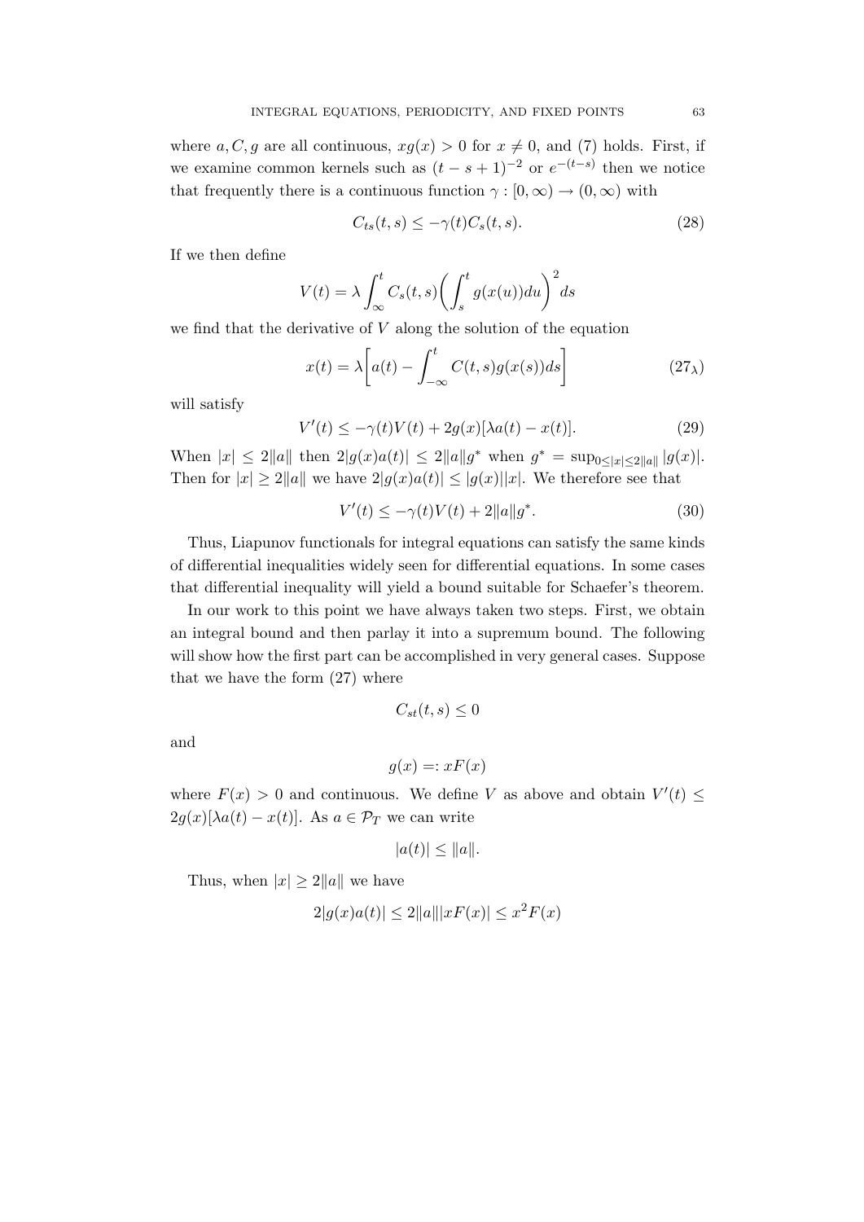where $a, C, g$ are all continuous, $xg(x) > 0$ for $x \neq 0$, and (7) holds. First, if we examine common kernels such as $(t-s+1)^{-2}$ or $e^{-(t-s)}$ then we notice that frequently there is a continuous function $\gamma : [0,\infty) \to (0,\infty)$ with

$$C_{ts}(t,s) \leq -\gamma(t) C_s(t,s). \tag{28}$$

If we then define

$$V(t) = \lambda \int_{\infty}^{t} C_s(t,s) \bigg( \int_s^t g(x(u))du \bigg)^2 ds$$

we find that the derivative of $V$ along the solution of the equation

$$x(t) = \lambda \bigg[ a(t) - \int_{-\infty}^{t} C(t,s) g(x(s)) ds \bigg] \tag{$27_\lambda$}$$

will satisfy

$$V'(t) \leq -\gamma(t) V(t) + 2g(x)[\lambda a(t) - x(t)]. \tag{29}$$

When $|x| \leq 2\|a\|$ then $2|g(x)a(t)| \leq 2\|a\| g^*$ when $g^* = \sup_{0 \leq |x| \leq 2\|a\|} |g(x)|$. Then for $|x| \geq 2\|a\|$ we have $2|g(x)a(t)| \leq |g(x)||x|$. We therefore see that

$$V'(t) \leq -\gamma(t) V(t) + 2\|a\| g^*. \tag{30}$$

Thus, Liapunov functionals for integral equations can satisfy the same kinds of differential inequalities widely seen for differential equations. In some cases that differential inequality will yield a bound suitable for Schaefer's theorem.

In our work to this point we have always taken two steps. First, we obtain an integral bound and then parlay it into a supremum bound. The following will show how the first part can be accomplished in very general cases. Suppose that we have the form (27) where

$$C_{st}(t,s) \leq 0$$

and

$$g(x) =: xF(x)$$

where $F(x) > 0$ and continuous. We define $V$ as above and obtain $V'(t) \leq 2g(x)[\lambda a(t) - x(t)]$. As $a \in \mathcal{P}_T$ we can write

$$|a(t)| \leq \|a\|.$$

Thus, when $|x| \geq 2\|a\|$ we have

$$2|g(x)a(t)| \leq 2\|a\||xF(x)| \leq x^2 F(x)$$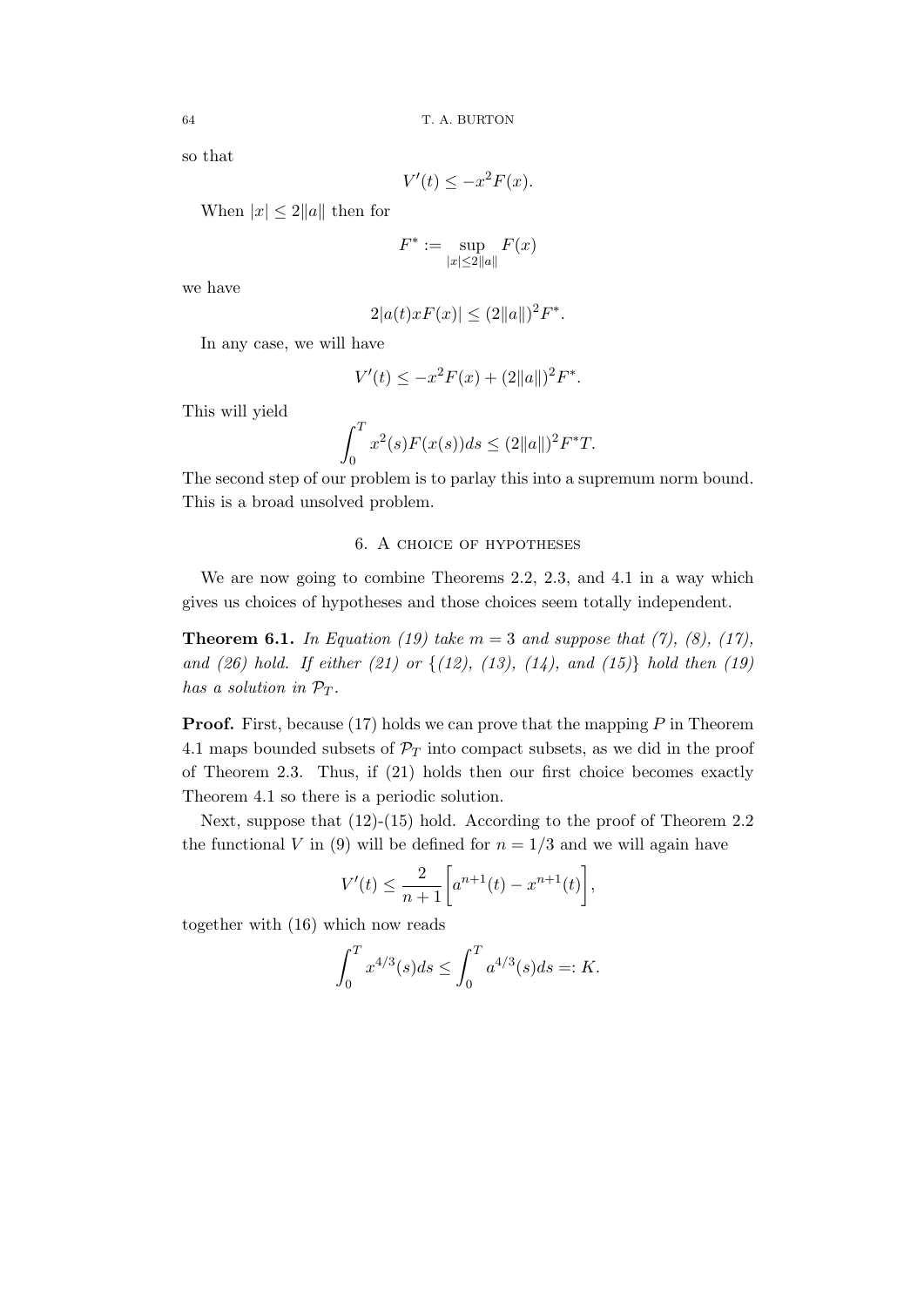so that

$$V'(t) \leq -x^2 F(x).$$

When $|x| \leq 2\|a\|$ then for

$$F^* := \sup_{|x| \leq 2\|a\|} F(x)$$

we have

$$2|a(t)xF(x)| \leq (2\|a\|)^2 F^*.$$

In any case, we will have

$$V'(t) \leq -x^2 F(x) + (2\|a\|)^2 F^*.$$

This will yield

$$\int_0^T x^2(s) F(x(s)) ds \leq (2\|a\|)^2 F^* T.$$

The second step of our problem is to parlay this into a supremum norm bound. This is a broad unsolved problem.

## 6. A choice of hypotheses

We are now going to combine Theorems 2.2, 2.3, and 4.1 in a way which gives us choices of hypotheses and those choices seem totally independent.

**Theorem 6.1.** *In Equation (19) take $m = 3$ and suppose that (7), (8), (17), and (26) hold. If either (21) or {(12), (13), (14), and (15)} hold then (19) has a solution in $\mathcal{P}_T$.*

**Proof.** First, because (17) holds we can prove that the mapping $P$ in Theorem 4.1 maps bounded subsets of $\mathcal{P}_T$ into compact subsets, as we did in the proof of Theorem 2.3. Thus, if (21) holds then our first choice becomes exactly Theorem 4.1 so there is a periodic solution.

Next, suppose that (12)-(15) hold. According to the proof of Theorem 2.2 the functional $V$ in (9) will be defined for $n = 1/3$ and we will again have

$$V'(t) \leq \frac{2}{n+1}\bigg[a^{n+1}(t) - x^{n+1}(t)\bigg],$$

together with (16) which now reads

$$\int_0^T x^{4/3}(s) ds \leq \int_0^T a^{4/3}(s) ds =: K.$$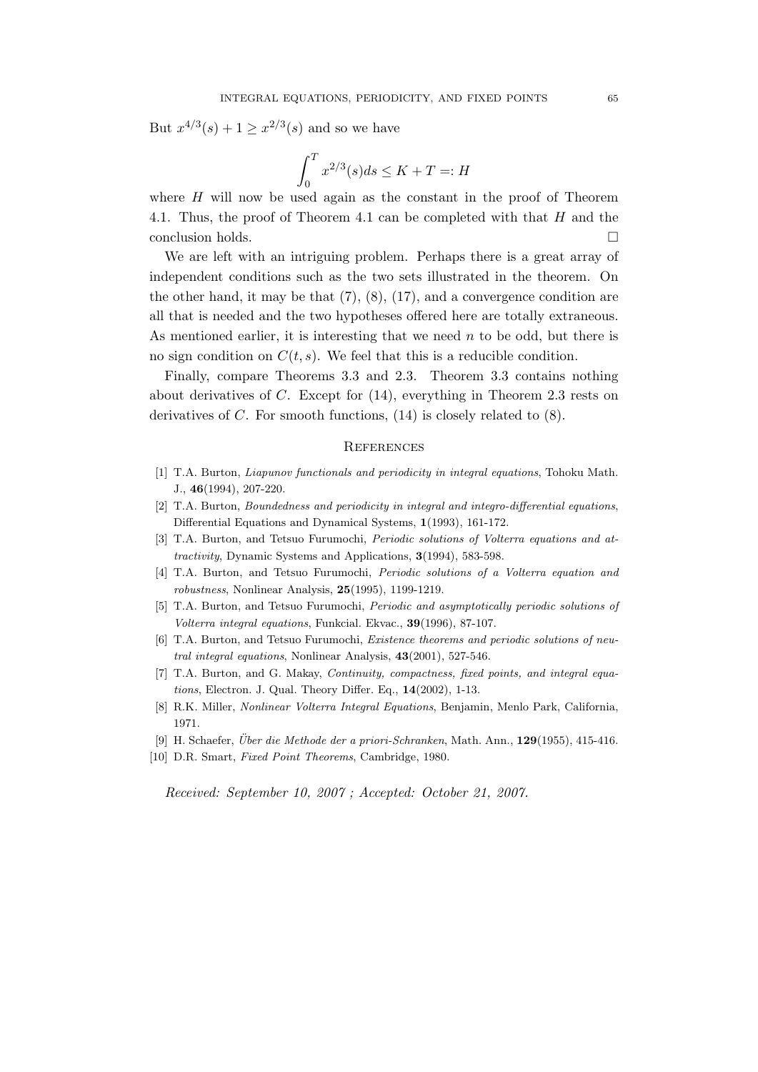But $x^{4/3}(s) + 1 \geq x^{2/3}(s)$ and so we have

$$\int_0^T x^{2/3}(s)ds \leq K + T =: H$$

where $H$ will now be used again as the constant in the proof of Theorem 4.1. Thus, the proof of Theorem 4.1 can be completed with that $H$ and the conclusion holds. $\square$

We are left with an intriguing problem. Perhaps there is a great array of independent conditions such as the two sets illustrated in the theorem. On the other hand, it may be that (7), (8), (17), and a convergence condition are all that is needed and the two hypotheses offered here are totally extraneous. As mentioned earlier, it is interesting that we need $n$ to be odd, but there is no sign condition on $C(t, s)$. We feel that this is a reducible condition.

Finally, compare Theorems 3.3 and 2.3. Theorem 3.3 contains nothing about derivatives of $C$. Except for (14), everything in Theorem 2.3 rests on derivatives of $C$. For smooth functions, (14) is closely related to (8).

## References

[1] T.A. Burton, *Liapunov functionals and periodicity in integral equations*, Tohoku Math. J., **46**(1994), 207-220.

[2] T.A. Burton, *Boundedness and periodicity in integral and integro-differential equations*, Differential Equations and Dynamical Systems, **1**(1993), 161-172.

[3] T.A. Burton, and Tetsuo Furumochi, *Periodic solutions of Volterra equations and attractivity*, Dynamic Systems and Applications, **3**(1994), 583-598.

[4] T.A. Burton, and Tetsuo Furumochi, *Periodic solutions of a Volterra equation and robustness*, Nonlinear Analysis, **25**(1995), 1199-1219.

[5] T.A. Burton, and Tetsuo Furumochi, *Periodic and asymptotically periodic solutions of Volterra integral equations*, Funkcial. Ekvac., **39**(1996), 87-107.

[6] T.A. Burton, and Tetsuo Furumochi, *Existence theorems and periodic solutions of neutral integral equations*, Nonlinear Analysis, **43**(2001), 527-546.

[7] T.A. Burton, and G. Makay, *Continuity, compactness, fixed points, and integral equations*, Electron. J. Qual. Theory Differ. Eq., **14**(2002), 1-13.

[8] R.K. Miller, *Nonlinear Volterra Integral Equations*, Benjamin, Menlo Park, California, 1971.

[9] H. Schaefer, *Über die Methode der a priori-Schranken*, Math. Ann., **129**(1955), 415-416.

[10] D.R. Smart, *Fixed Point Theorems*, Cambridge, 1980.

*Received: September 10, 2007 ; Accepted: October 21, 2007.*